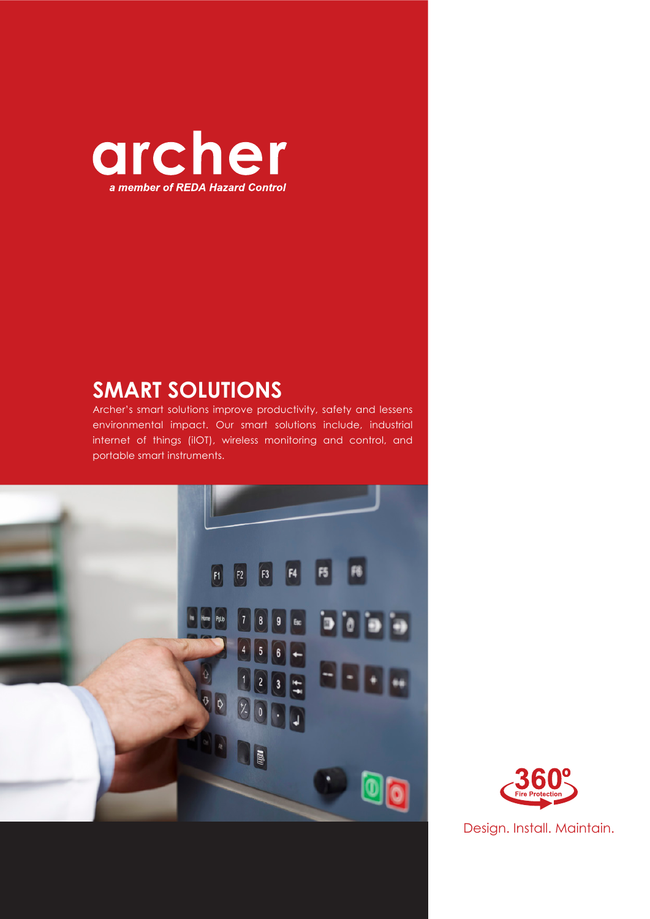# archer

*a member of REDA Hazard Control*

## SMART SOLUTIONS

Archer's smart solutions improve productivity, safety and lessens environmental impact. Our smart solutions include, industrial internet of things (iIOT), wireless monitoring and control, and portable smart instruments.

360º Fire Protection

Design. Install. Maintain.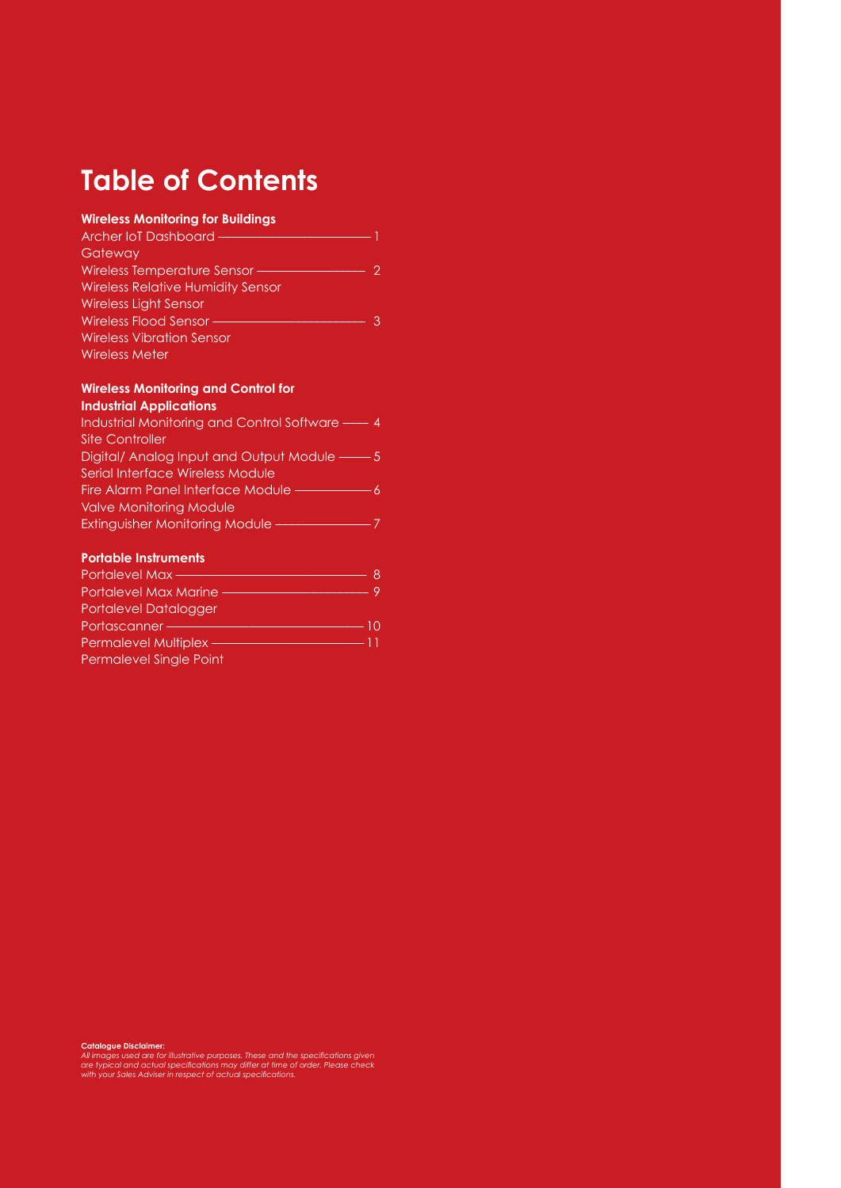# Table of Contents

**Wireless Monitoring for Buildings**

Archer IoT Dashboard ——— 1
Gateway
Wireless Temperature Sensor ——— 2
Wireless Relative Humidity Sensor
Wireless Light Sensor
Wireless Flood Sensor ——— 3
Wireless Vibration Sensor
Wireless Meter

**Wireless Monitoring and Control for Industrial Applications**

Industrial Monitoring and Control Software ——— 4
Site Controller
Digital/ Analog Input and Output Module ——— 5
Serial Interface Wireless Module
Fire Alarm Panel Interface Module ——— 6
Valve Monitoring Module
Extinguisher Monitoring Module ——— 7

**Portable Instruments**

Portalevel Max ——— 8
Portalevel Max Marine ——— 9
Portalevel Datalogger
Portascanner ——— 10
Permalevel Multiplex ——— 11
Permalevel Single Point

**Catalogue Disclaimer:**
*All images used are for illustrative purposes. These and the specifications given are typical and actual specifications may differ at time of order. Please check with your Sales Adviser in respect of actual specifications.*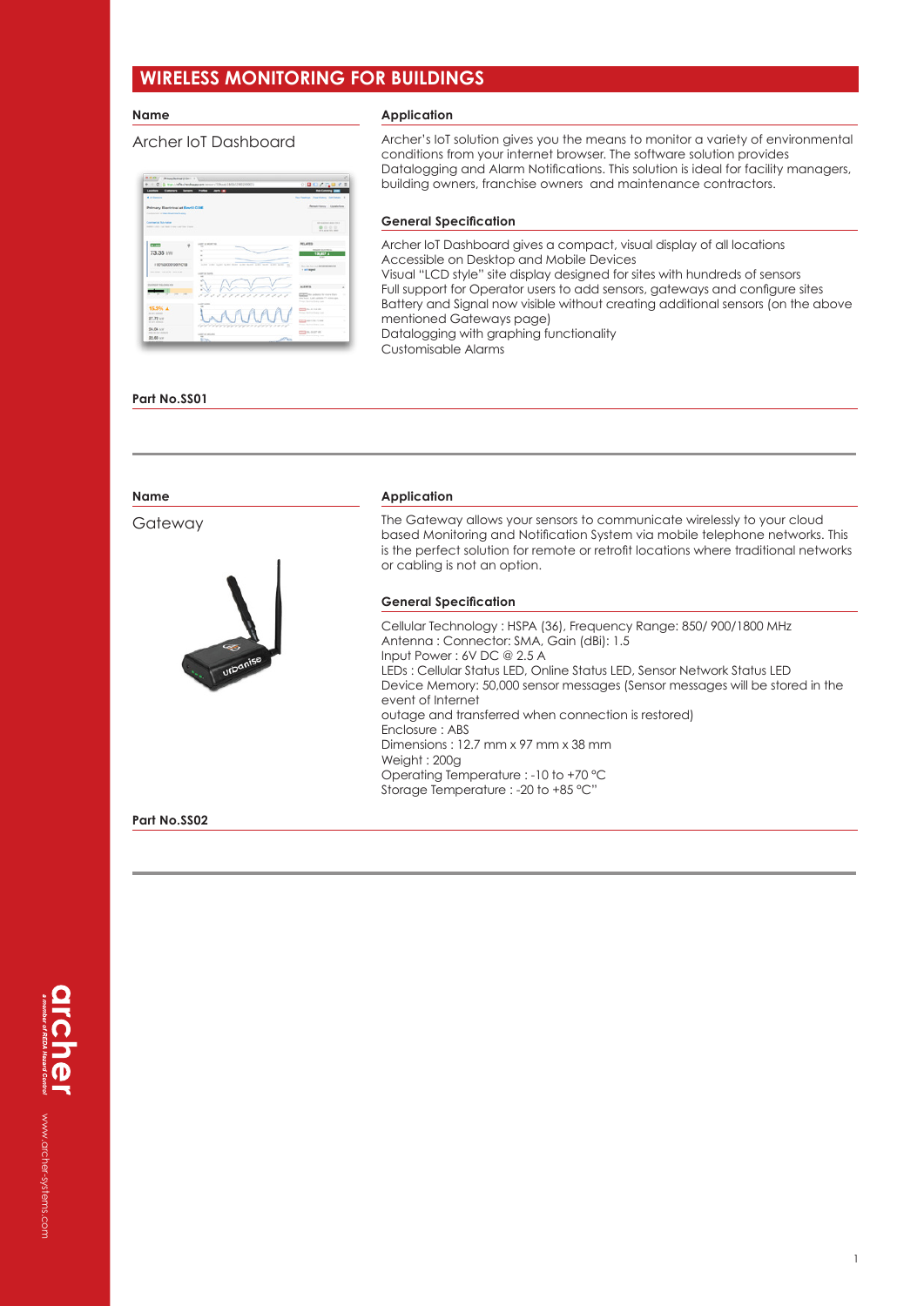# WIRELESS MONITORING FOR BUILDINGS

**Name**

Archer IoT Dashboard

**Application**

Archer's IoT solution gives you the means to monitor a variety of environmental conditions from your internet browser. The software solution provides Datalogging and Alarm Notifications. This solution is ideal for facility managers, building owners, franchise owners and maintenance contractors.

**General Specification**

Archer IoT Dashboard gives a compact, visual display of all locations
Accessible on Desktop and Mobile Devices
Visual "LCD style" site display designed for sites with hundreds of sensors
Full support for Operator users to add sensors, gateways and configure sites
Battery and Signal now visible without creating additional sensors (on the above mentioned Gateways page)
Datalogging with graphing functionality
Customisable Alarms

**Part No.SS01**

---

**Name**

Gateway

**Application**

The Gateway allows your sensors to communicate wirelessly to your cloud based Monitoring and Notification System via mobile telephone networks. This is the perfect solution for remote or retrofit locations where traditional networks or cabling is not an option.

**General Specification**

Cellular Technology : HSPA (36), Frequency Range: 850/ 900/1800 MHz
Antenna : Connector: SMA, Gain (dBi): 1.5
Input Power : 6V DC @ 2.5 A
LEDs : Cellular Status LED, Online Status LED, Sensor Network Status LED
Device Memory: 50,000 sensor messages (Sensor messages will be stored in the event of Internet
outage and transferred when connection is restored)
Enclosure : ABS
Dimensions : 12.7 mm x 97 mm x 38 mm
Weight : 200g
Operating Temperature : -10 to +70 °C
Storage Temperature : -20 to +85 °C"

**Part No.SS02**

---

archer
*a member of REDA Hazard Control*
www.archer-systems.com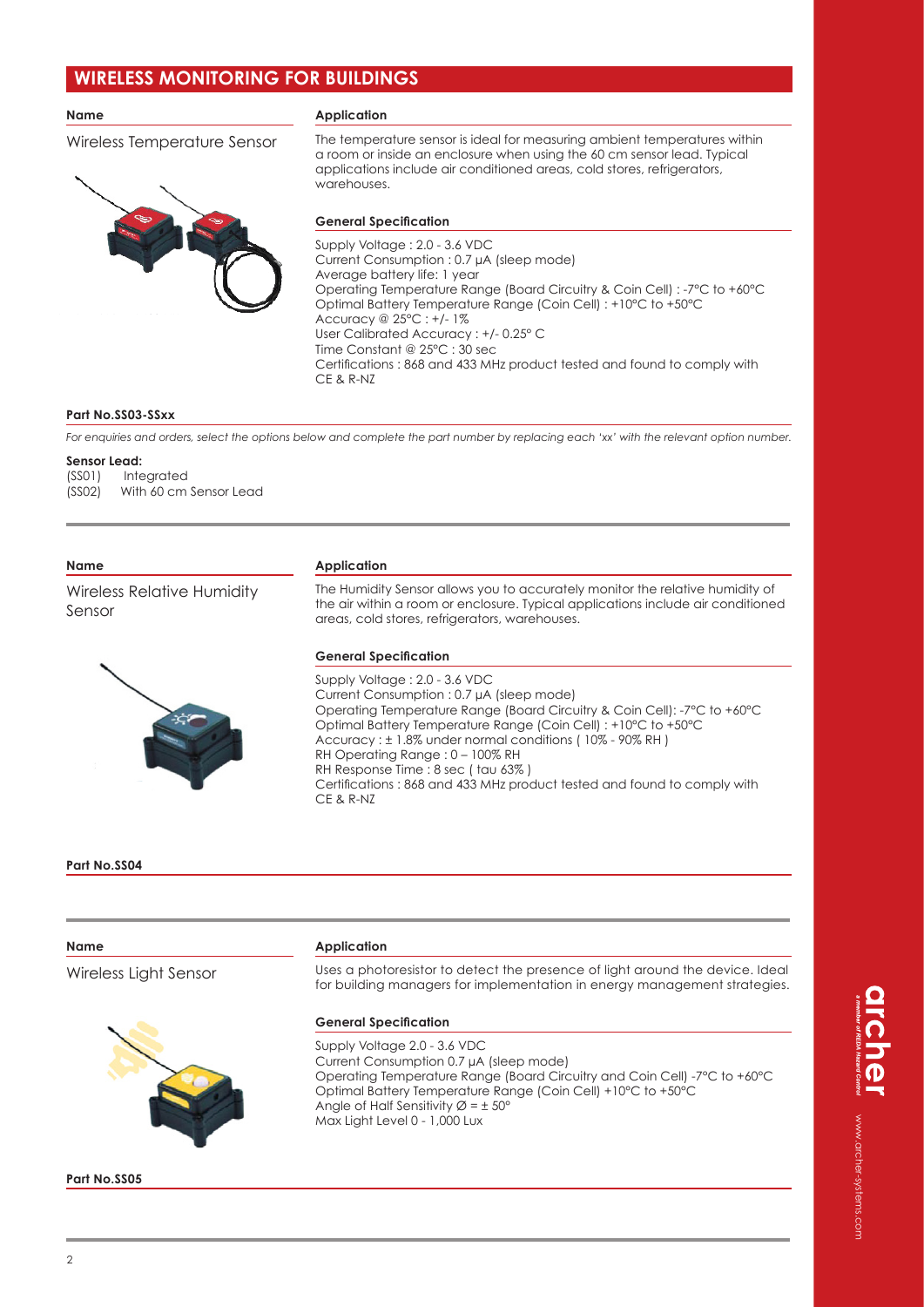# WIRELESS MONITORING FOR BUILDINGS

**Name**

Wireless Temperature Sensor

**Application**

The temperature sensor is ideal for measuring ambient temperatures within a room or inside an enclosure when using the 60 cm sensor lead. Typical applications include air conditioned areas, cold stores, refrigerators, warehouses.

**General Specification**

Supply Voltage : 2.0 - 3.6 VDC
Current Consumption : 0.7 μA (sleep mode)
Average battery life: 1 year
Operating Temperature Range (Board Circuitry & Coin Cell) : -7°C to +60°C
Optimal Battery Temperature Range (Coin Cell) : +10°C to +50°C
Accuracy @ 25°C : +/- 1%
User Calibrated Accuracy : +/- 0.25° C
Time Constant @ 25°C : 30 sec
Certifications : 868 and 433 MHz product tested and found to comply with CE & R-NZ

**Part No.SS03-SSxx**

*For enquiries and orders, select the options below and complete the part number by replacing each 'xx' with the relevant option number.*

**Sensor Lead:**
(SS01) Integrated
(SS02) With 60 cm Sensor Lead

---

**Name**

Wireless Relative Humidity Sensor

**Application**

The Humidity Sensor allows you to accurately monitor the relative humidity of the air within a room or enclosure. Typical applications include air conditioned areas, cold stores, refrigerators, warehouses.

**General Specification**

Supply Voltage : 2.0 - 3.6 VDC
Current Consumption : 0.7 μA (sleep mode)
Operating Temperature Range (Board Circuitry & Coin Cell): -7°C to +60°C
Optimal Battery Temperature Range (Coin Cell) : +10°C to +50°C
Accuracy : ± 1.8% under normal conditions ( 10% - 90% RH )
RH Operating Range : 0 – 100% RH
RH Response Time : 8 sec ( tau 63% )
Certifications : 868 and 433 MHz product tested and found to comply with CE & R-NZ

**Part No.SS04**

---

**Name**

Wireless Light Sensor

**Application**

Uses a photoresistor to detect the presence of light around the device. Ideal for building managers for implementation in energy management strategies.

**General Specification**

Supply Voltage 2.0 - 3.6 VDC
Current Consumption 0.7 μA (sleep mode)
Operating Temperature Range (Board Circuitry and Coin Cell) -7°C to +60°C
Optimal Battery Temperature Range (Coin Cell) +10°C to +50°C
Angle of Half Sensitivity Ø = ± 50°
Max Light Level 0 - 1,000 Lux

**Part No.SS05**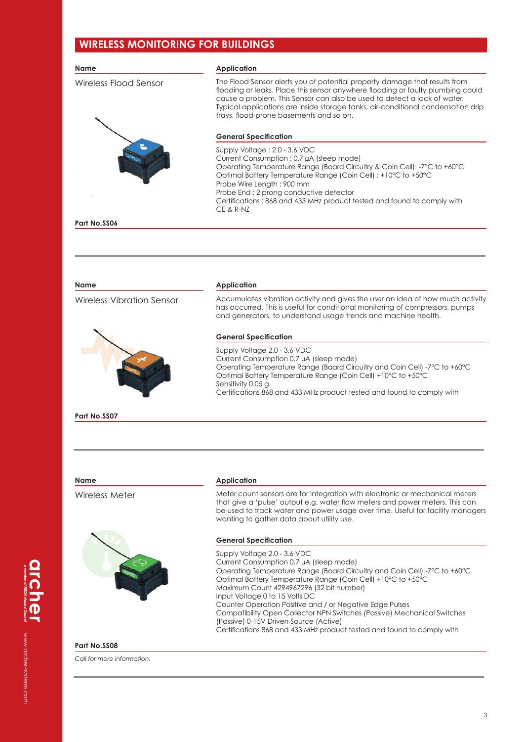## WIRELESS MONITORING FOR BUILDINGS

**Name**

Wireless Flood Sensor

**Application**

The Flood Sensor alerts you of potential property damage that results from flooding or leaks. Place this sensor anywhere flooding or faulty plumbing could cause a problem. This Sensor can also be used to detect a lack of water. Typical applications are inside storage tanks, air-conditional condensation drip trays, flood-prone basements and so on.

**General Specification**

Supply Voltage : 2.0 - 3.6 VDC
Current Consumption : 0.7 µA (sleep mode)
Operating Temperature Range (Board Circuitry & Coin Cell): -7°C to +60°C
Optimal Battery Temperature Range (Coin Cell) : +10°C to +50°C
Probe Wire Length : 900 mm
Probe End : 2 prong conductive detector
Certifications : 868 and 433 MHz product tested and found to comply with CE & R-NZ

**Part No.SS06**

---

**Name**

Wireless Vibration Sensor

**Application**

Accumulates vibration activity and gives the user an idea of how much activity has occurred. This is useful for conditional monitoring of compressors, pumps and generators, to understand usage trends and machine health.

**General Specification**

Supply Voltage 2.0 - 3.6 VDC
Current Consumption 0.7 µA (sleep mode)
Operating Temperature Range (Board Circuitry and Coin Cell) -7°C to +60°C
Optimal Battery Temperature Range (Coin Cell) +10°C to +50°C
Sensitivity 0.05 g
Certifications 868 and 433 MHz product tested and found to comply with

**Part No.SS07**

---

**Name**

Wireless Meter

**Application**

Meter count sensors are for integration with electronic or mechanical meters that give a 'pulse' output e.g. water flow meters and power meters. This can be used to track water and power usage over time. Useful for facility managers wanting to gather data about utility use.

**General Specification**

Supply Voltage 2.0 - 3.6 VDC
Current Consumption 0.7 µA (sleep mode)
Operating Temperature Range (Board Circuitry and Coin Cell) -7°C to +60°C
Optimal Battery Temperature Range (Coin Cell) +10°C to +50°C
Maximum Count 4294967296 (32 bit number)
Input Voltage 0 to 15 Volts DC
Counter Operation Positive and / or Negative Edge Pulses
Compatibility Open Collector NPN Switches (Passive) Mechanical Switches (Passive) 0-15V Driven Source (Active)
Certifications 868 and 433 MHz product tested and found to comply with

**Part No.SS08**

*Call for more information.*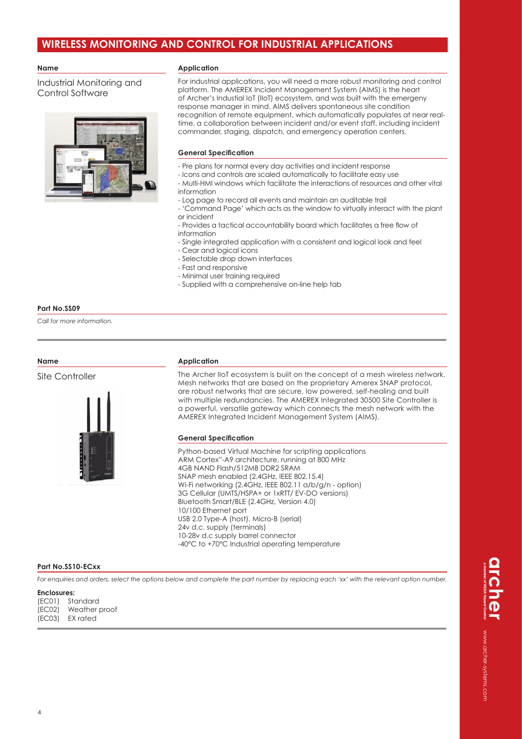# WIRELESS MONITORING AND CONTROL FOR INDUSTRIAL APPLICATIONS

**Name**

Industrial Monitoring and Control Software

**Application**

For industrial applications, you will need a more robust monitoring and control platform. The AMEREX Incident Management System (AIMS) is the heart of Archer's Industial IoT (IIoT) ecosystem, and was built with the emergeny response manager in mind. AIMS delivers spontaneous site condition recognition of remote equipment, which automatically populates at near real-time, a collaboration between incident and/or event staff, including incident commander, staging, dispatch, and emergency operation centers.

**General Specification**

- Pre plans for normal every day activities and incident response
- Icons and controls are scaled automatically to facilitate easy use
- Multi-HMI windows which facilitate the interactions of resources and other vital information
- Log page to record all events and maintain an auditable trail
- 'Command Page' which acts as the window to virtually interact with the plant or incident
- Provides a tactical accountability board which facilitates a free flow of information
- Single integrated application with a consistent and logical look and feel
- Cear and logical icons
- Selectable drop down interfaces
- Fast and responsive
- Minimal user training required
- Supplied with a comprehensive on-line help tab

**Part No.SS09**

*Call for more information.*

---

**Name**

Site Controller

**Application**

The Archer IIoT ecosystem is built on the concept of a mesh wireless network. Mesh networks that are based on the proprietary Amerex SNAP protocol, are robust networks that are secure, low powered, self-healing and built with multiple redundancies. The AMEREX Integrated 30500 Site Controller is a powerful, versatile gateway which connects the mesh network with the AMEREX Integrated Incident Management System (AIMS).

**General Specification**

Python-based Virtual Machine for scripting applications
ARM Cortex"-A9 architecture, running at 800 MHz
4GB NAND Flash/512MB DDR2 SRAM
SNAP mesh enabled (2.4GHz, IEEE 802.15.4)
Wi-Fi networking (2.4GHz, IEEE 802.11 a/b/g/n - option)
3G Cellular (UMTS/HSPA+ or 1xRTT/ EV-DO versions)
Bluetooth Smart/BLE (2.4GHz, Version 4.0)
10/100 Ethernet port
USB 2.0 Type-A (host), Micro-B (serial)
24v d.c. supply (terminals)
10-28v d.c supply barrel connector
-40°C to +70°C Industrial operating temperature

**Part No.SS10-ECxx**

*For enquiries and orders, select the options below and complete the part number by replacing each 'xx' with the relevant option number.*

**Enclosures:**
(EC01) Standard
(EC02) Weather proof
(EC03) EX rated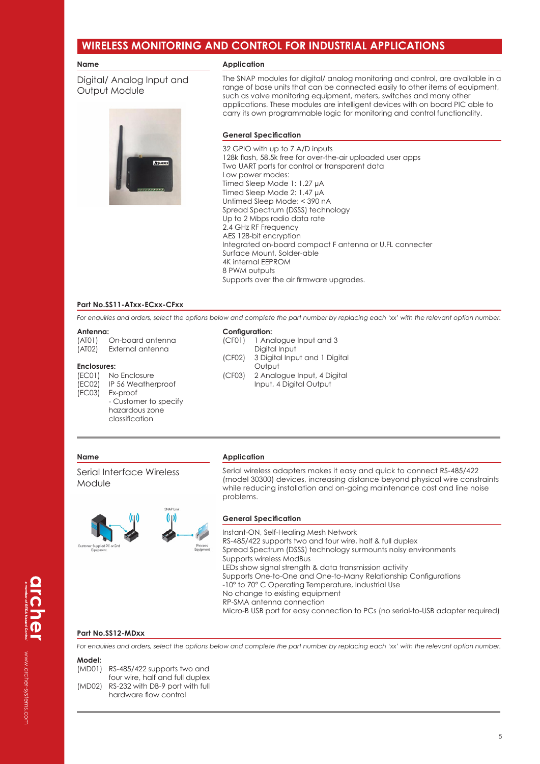## WIRELESS MONITORING AND CONTROL FOR INDUSTRIAL APPLICATIONS

**Name**

Digital/ Analog Input and Output Module

**Application**

The SNAP modules for digital/ analog monitoring and control, are available in a range of base units that can be connected easily to other items of equipment, such as valve monitoring equipment, meters, switches and many other applications. These modules are intelligent devices with on board PIC able to carry its own programmable logic for monitoring and control functionality.

**General Specification**

32 GPIO with up to 7 A/D inputs
128k flash, 58.5k free for over-the-air uploaded user apps
Two UART ports for control or transparent data
Low power modes:
Timed Sleep Mode 1: 1.27 μA
Timed Sleep Mode 2: 1.47 μA
Untimed Sleep Mode: < 390 nA
Spread Spectrum (DSSS) technology
Up to 2 Mbps radio data rate
2.4 GHz RF Frequency
AES 128-bit encryption
Integrated on-board compact F antenna or U.FL connecter
Surface Mount, Solder-able
4K internal EEPROM
8 PWM outputs
Supports over the air firmware upgrades.

**Part No.SS11-ATxx-ECxx-CFxx**

*For enquiries and orders, select the options below and complete the part number by replacing each 'xx' with the relevant option number.*

**Antenna:**
(AT01) On-board antenna
(AT02) External antenna

**Enclosures:**
(EC01) No Enclosure
(EC02) IP 56 Weatherproof
(EC03) Ex-proof - Customer to specify hazardous zone classification

**Configuration:**
(CF01) 1 Analogue Input and 3 Digital Input
(CF02) 3 Digital Input and 1 Digital Output
(CF03) 2 Analogue Input, 4 Digital Input, 4 Digital Output

---

**Name**

Serial Interface Wireless Module

Customer Supplied PC or End Equipment — SNAP Link — Process Equipment

**Application**

Serial wireless adapters makes it easy and quick to connect RS-485/422 (model 30300) devices, increasing distance beyond physical wire constraints while reducing installation and on-going maintenance cost and line noise problems.

**General Specification**

Instant-ON, Self-Healing Mesh Network
RS-485/422 supports two and four wire, half & full duplex
Spread Spectrum (DSSS) technology surmounts noisy environments
Supports wireless ModBus
LEDs show signal strength & data transmission activity
Supports One-to-One and One-to-Many Relationship Configurations
-10° to 70° C Operating Temperature, Industrial Use
No change to existing equipment
RP-SMA antenna connection
Micro-B USB port for easy connection to PCs (no serial-to-USB adapter required)

**Part No.SS12-MDxx**

*For enquiries and orders, select the options below and complete the part number by replacing each 'xx' with the relevant option number.*

**Model:**
(MD01) RS-485/422 supports two and four wire, half and full duplex
(MD02) RS-232 with DB-9 port with full hardware flow control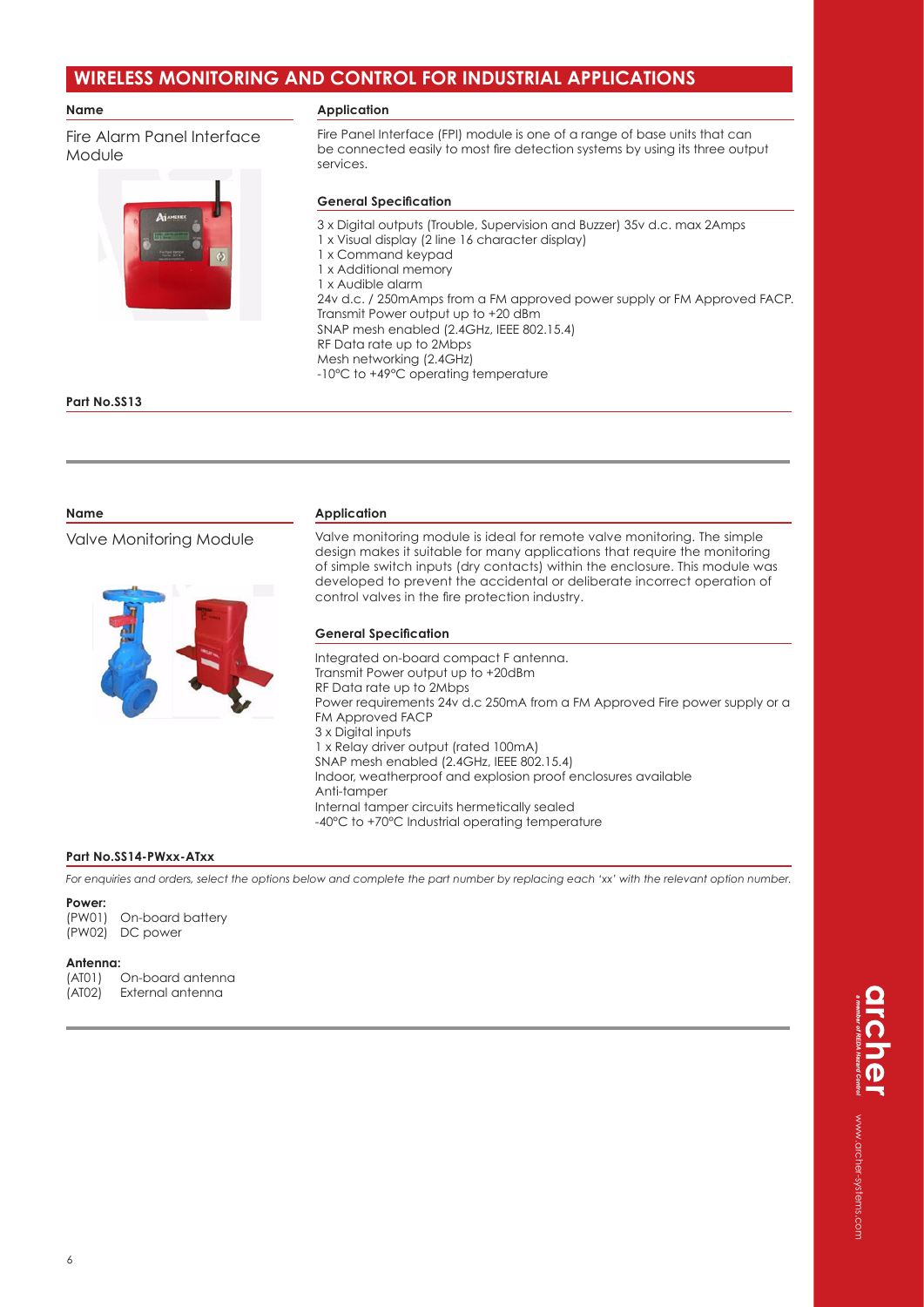## WIRELESS MONITORING AND CONTROL FOR INDUSTRIAL APPLICATIONS

**Name**

Fire Alarm Panel Interface Module

**Application**

Fire Panel Interface (FPI) module is one of a range of base units that can be connected easily to most fire detection systems by using its three output services.

**General Specification**

3 x Digital outputs (Trouble, Supervision and Buzzer) 35v d.c. max 2Amps
1 x Visual display (2 line 16 character display)
1 x Command keypad
1 x Additional memory
1 x Audible alarm
24v d.c. / 250mAmps from a FM approved power supply or FM Approved FACP.
Transmit Power output up to +20 dBm
SNAP mesh enabled (2.4GHz, IEEE 802.15.4)
RF Data rate up to 2Mbps
Mesh networking (2.4GHz)
-10°C to +49°C operating temperature

**Part No.SS13**

---

**Name**

Valve Monitoring Module

**Application**

Valve monitoring module is ideal for remote valve monitoring. The simple design makes it suitable for many applications that require the monitoring of simple switch inputs (dry contacts) within the enclosure. This module was developed to prevent the accidental or deliberate incorrect operation of control valves in the fire protection industry.

**General Specification**

Integrated on-board compact F antenna.
Transmit Power output up to +20dBm
RF Data rate up to 2Mbps
Power requirements 24v d.c 250mA from a FM Approved Fire power supply or a FM Approved FACP
3 x Digital inputs
1 x Relay driver output (rated 100mA)
SNAP mesh enabled (2.4GHz, IEEE 802.15.4)
Indoor, weatherproof and explosion proof enclosures available
Anti-tamper
Internal tamper circuits hermetically sealed
-40°C to +70°C Industrial operating temperature

**Part No.SS14-PWxx-ATxx**

*For enquiries and orders, select the options below and complete the part number by replacing each 'xx' with the relevant option number.*

**Power:**
(PW01) On-board battery
(PW02) DC power

**Antenna:**
(AT01) On-board antenna
(AT02) External antenna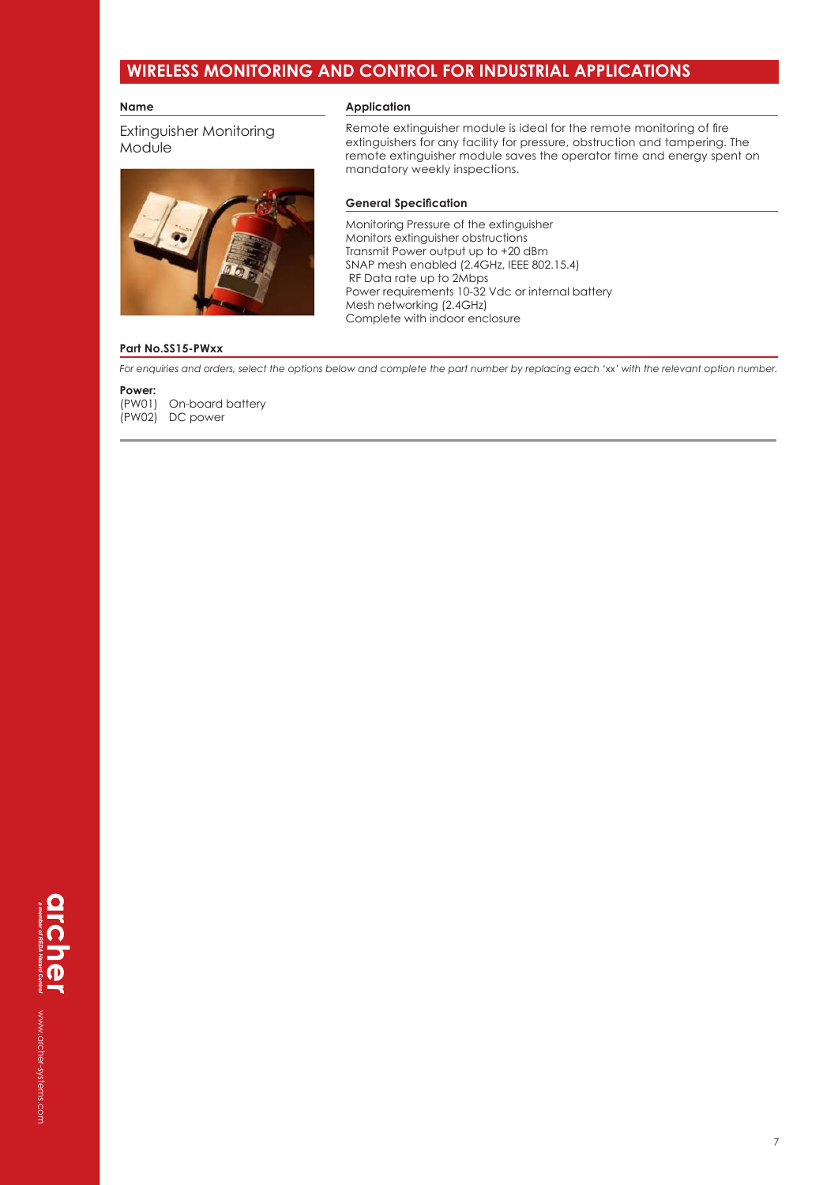## WIRELESS MONITORING AND CONTROL FOR INDUSTRIAL APPLICATIONS

**Name**

Extinguisher Monitoring Module

**Application**

Remote extinguisher module is ideal for the remote monitoring of fire extinguishers for any facility for pressure, obstruction and tampering. The remote extinguisher module saves the operator time and energy spent on mandatory weekly inspections.

**General Specification**

Monitoring Pressure of the extinguisher
Monitors extinguisher obstructions
Transmit Power output up to +20 dBm
SNAP mesh enabled (2.4GHz, IEEE 802.15.4)
RF Data rate up to 2Mbps
Power requirements 10-32 Vdc or internal battery
Mesh networking (2.4GHz)
Complete with indoor enclosure

**Part No.SS15-PWxx**

*For enquiries and orders, select the options below and complete the part number by replacing each 'xx' with the relevant option number.*

**Power:**
(PW01) On-board battery
(PW02) DC power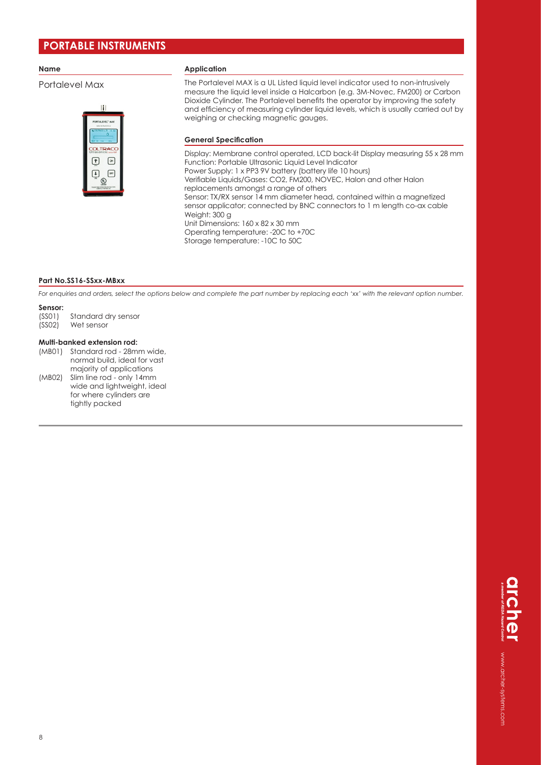# PORTABLE INSTRUMENTS

**Name**

Portalevel Max

**Application**

The Portalevel MAX is a UL Listed liquid level indicator used to non-intrusively measure the liquid level inside a Halcarbon (e.g. 3M-Novec, FM200) or Carbon Dioxide Cylinder. The Portalevel benefits the operator by improving the safety and efficiency of measuring cylinder liquid levels, which is usually carried out by weighing or checking magnetic gauges.

**General Specification**

Display: Membrane control operated, LCD back-lit Display measuring 55 x 28 mm
Function: Portable Ultrasonic Liquid Level Indicator
Power Supply: 1 x PP3 9V battery (battery life 10 hours)
Verifiable Liquids/Gases: CO2, FM200, NOVEC, Halon and other Halon replacements amongst a range of others
Sensor: TX/RX sensor 14 mm diameter head, contained within a magnetized sensor applicator; connected by BNC connectors to 1 m length co-ax cable
Weight: 300 g
Unit Dimensions: 160 x 82 x 30 mm
Operating temperature: -20C to +70C
Storage temperature: -10C to 50C

**Part No.SS16-SSxx-MBxx**

*For enquiries and orders, select the options below and complete the part number by replacing each 'xx' with the relevant option number.*

**Sensor:**

(SS01) Standard dry sensor
(SS02) Wet sensor

**Multi-banked extension rod:**

(MB01) Standard rod - 28mm wide, normal build, ideal for vast majority of applications
(MB02) Slim line rod - only 14mm wide and lightweight, ideal for where cylinders are tightly packed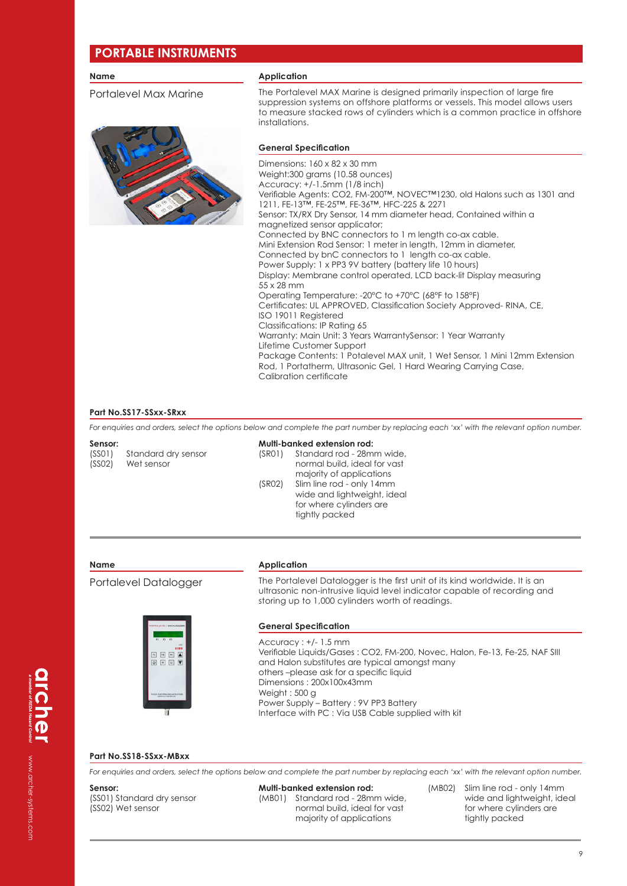## PORTABLE INSTRUMENTS

**Name**

Portalevel Max Marine

**Application**

The Portalevel MAX Marine is designed primarily inspection of large fire suppression systems on offshore platforms or vessels. This model allows users to measure stacked rows of cylinders which is a common practice in offshore installations.

**General Specification**

Dimensions: 160 x 82 x 30 mm
Weight:300 grams (10.58 ounces)
Accuracy: +/-1.5mm (1/8 inch)
Verifiable Agents: $CO_2$, FM-200™, NOVEC™1230, old Halons such as 1301 and 1211, FE-13™, FE-25™, FE-36™, HFC-225 & 2271
Sensor: TX/RX Dry Sensor, 14 mm diameter head, Contained within a magnetized sensor applicator;
Connected by BNC connectors to 1 m length co-ax cable.
Mini Extension Rod Sensor: 1 meter in length, 12mm in diameter, Connected by bnC connectors to 1 length co-ax cable.
Power Supply: 1 x PP3 9V battery (battery life 10 hours)
Display: Membrane control operated, LCD back-lit Display measuring 55 x 28 mm
Operating Temperature: -20°C to +70°C (68°F to 158°F)
Certificates: UL APPROVED, Classification Society Approved- RINA, CE, ISO 19011 Registered
Classifications: IP Rating 65
Warranty: Main Unit: 3 Years WarrantySensor: 1 Year Warranty
Lifetime Customer Support
Package Contents: 1 Potalevel MAX unit, 1 Wet Sensor, 1 Mini 12mm Extension Rod, 1 Portatherm, Ultrasonic Gel, 1 Hard Wearing Carrying Case, Calibration certificate

**Part No.SS17-SSxx-SRxx**

*For enquiries and orders, select the options below and complete the part number by replacing each 'xx' with the relevant option number.*

**Sensor:**
(SS01) Standard dry sensor
(SS02) Wet sensor

**Multi-banked extension rod:**
(SR01) Standard rod - 28mm wide, normal build, ideal for vast majority of applications
(SR02) Slim line rod - only 14mm wide and lightweight, ideal for where cylinders are tightly packed

---

**Name**

Portalevel Datalogger

**Application**

The Portalevel Datalogger is the first unit of its kind worldwide. It is an ultrasonic non-intrusive liquid level indicator capable of recording and storing up to 1,000 cylinders worth of readings.

**General Specification**

Accuracy : +/- 1.5 mm
Verifiable Liquids/Gases : $CO_2$, FM-200, Novec, Halon, Fe-13, Fe-25, NAF SIII and Halon substitutes are typical amongst many others –please ask for a specific liquid
Dimensions : 200x100x43mm
Weight : 500 g
Power Supply – Battery : 9V PP3 Battery
Interface with PC : Via USB Cable supplied with kit

**Part No.SS18-SSxx-MBxx**

*For enquiries and orders, select the options below and complete the part number by replacing each 'xx' with the relevant option number.*

**Sensor:**
(SS01) Standard dry sensor
(SS02) Wet sensor

**Multi-banked extension rod:**
(MB01) Standard rod - 28mm wide, normal build, ideal for vast majority of applications
(MB02) Slim line rod - only 14mm wide and lightweight, ideal for where cylinders are tightly packed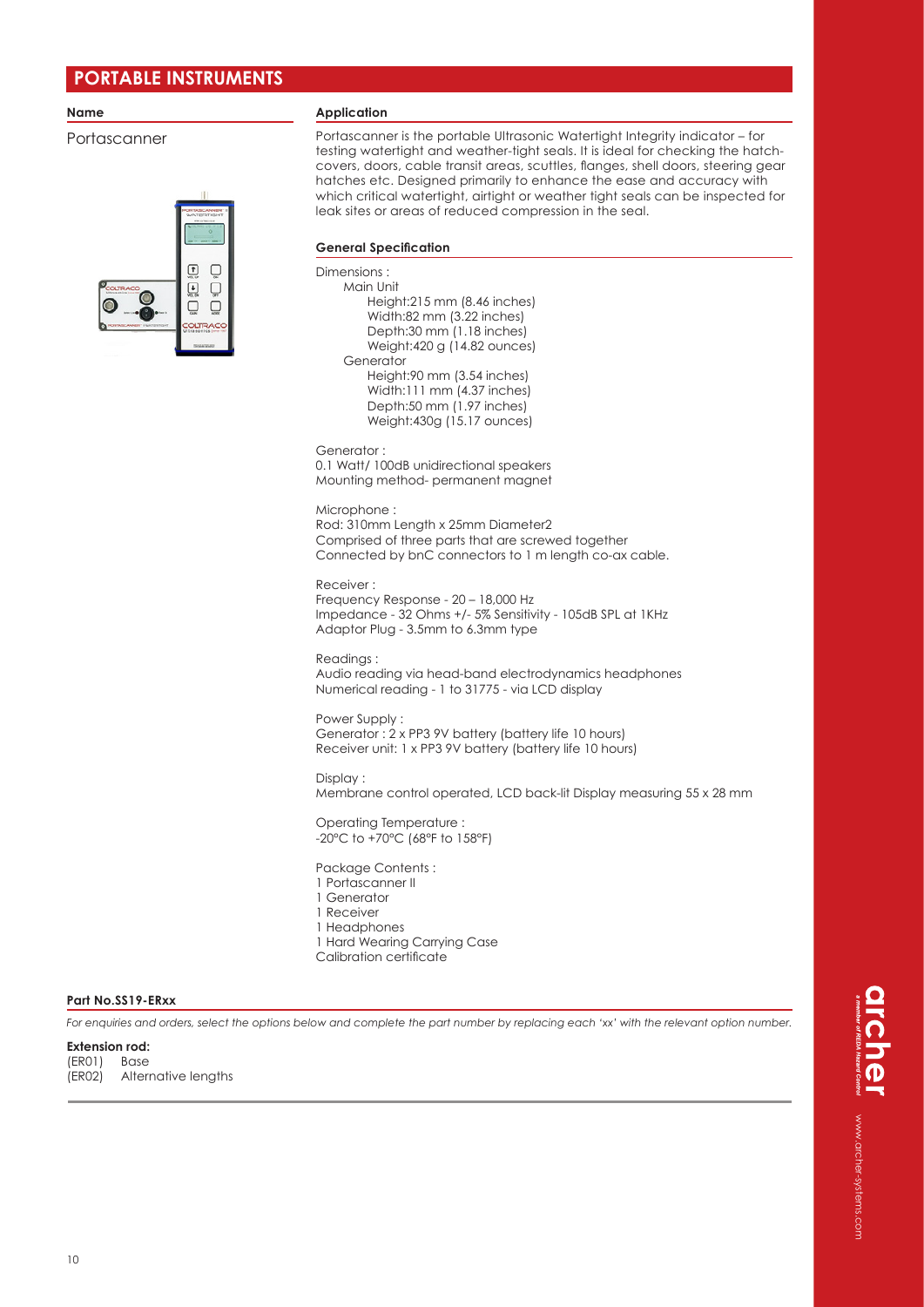# PORTABLE INSTRUMENTS

**Name**

Portascanner

**Application**

Portascanner is the portable Ultrasonic Watertight Integrity indicator – for testing watertight and weather-tight seals. It is ideal for checking the hatch-covers, doors, cable transit areas, scuttles, flanges, shell doors, steering gear hatches etc. Designed primarily to enhance the ease and accuracy with which critical watertight, airtight or weather tight seals can be inspected for leak sites or areas of reduced compression in the seal.

**General Specification**

Dimensions :
- Main Unit
  - Height:215 mm (8.46 inches)
  - Width:82 mm (3.22 inches)
  - Depth:30 mm (1.18 inches)
  - Weight:420 g (14.82 ounces)
- Generator
  - Height:90 mm (3.54 inches)
  - Width:111 mm (4.37 inches)
  - Depth:50 mm (1.97 inches)
  - Weight:430g (15.17 ounces)

Generator :
0.1 Watt/ 100dB unidirectional speakers
Mounting method- permanent magnet

Microphone :
Rod: 310mm Length x 25mm Diameter2
Comprised of three parts that are screwed together
Connected by bnC connectors to 1 m length co-ax cable.

Receiver :
Frequency Response - 20 – 18,000 Hz
Impedance - 32 Ohms +/- 5% Sensitivity - 105dB SPL at 1KHz
Adaptor Plug - 3.5mm to 6.3mm type

Readings :
Audio reading via head-band electrodynamics headphones
Numerical reading - 1 to 31775 - via LCD display

Power Supply :
Generator : 2 x PP3 9V battery (battery life 10 hours)
Receiver unit: 1 x PP3 9V battery (battery life 10 hours)

Display :
Membrane control operated, LCD back-lit Display measuring 55 x 28 mm

Operating Temperature :
-20°C to +70°C (68°F to 158°F)

Package Contents :
1 Portascanner II
1 Generator
1 Receiver
1 Headphones
1 Hard Wearing Carrying Case
Calibration certificate

**Part No.SS19-ERxx**

*For enquiries and orders, select the options below and complete the part number by replacing each 'xx' with the relevant option number.*

**Extension rod:**
(ER01) Base
(ER02) Alternative lengths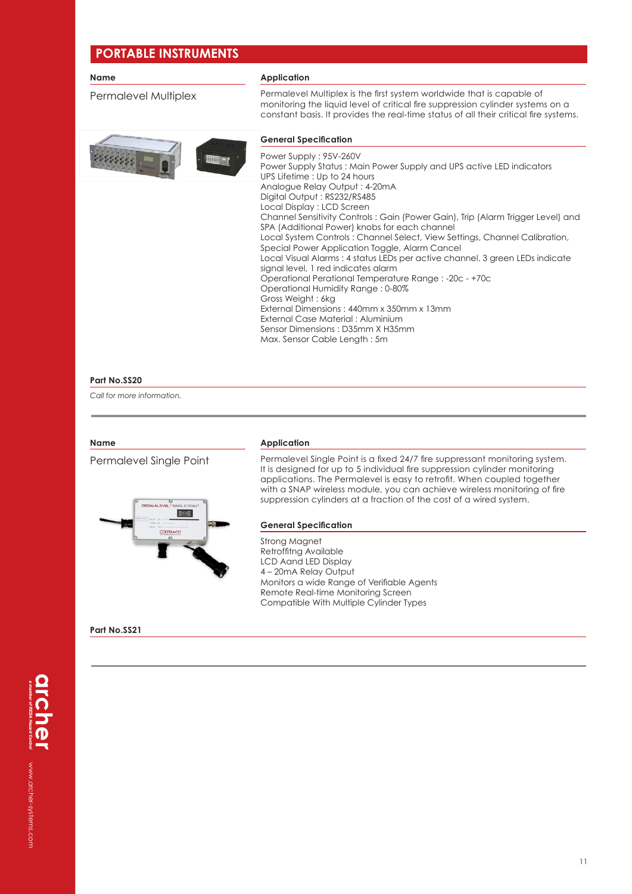## PORTABLE INSTRUMENTS

**Name**

Permalevel Multiplex

**Application**

Permalevel Multiplex is the first system worldwide that is capable of monitoring the liquid level of critical fire suppression cylinder systems on a constant basis. It provides the real-time status of all their critical fire systems.

**General Specification**

Power Supply : 95V-260V
Power Supply Status : Main Power Supply and UPS active LED indicators
UPS Lifetime : Up to 24 hours
Analogue Relay Output : 4-20mA
Digital Output : RS232/RS485
Local Display : LCD Screen
Channel Sensitivity Controls : Gain (Power Gain), Trip (Alarm Trigger Level) and SPA (Additional Power) knobs for each channel
Local System Controls : Channel Select, View Settings, Channel Calibration, Special Power Application Toggle, Alarm Cancel
Local Visual Alarms : 4 status LEDs per active channel. 3 green LEDs indicate signal level, 1 red indicates alarm
Operational Perational Temperature Range : -20c - +70c
Operational Humidity Range : 0-80%
Gross Weight : 6kg
External Dimensions : 440mm x 350mm x 13mm
External Case Material : Aluminium
Sensor Dimensions : D35mm X H35mm
Max. Sensor Cable Length : 5m

**Part No.SS20**

*Call for more information.*

---

**Name**

Permalevel Single Point

**Application**

Permalevel Single Point is a fixed 24/7 fire suppressant monitoring system. It is designed for up to 5 individual fire suppression cylinder monitoring applications. The Permalevel is easy to retrofit. When coupled together with a SNAP wireless module, you can achieve wireless monitoring of fire suppression cylinders at a fraction of the cost of a wired system.

**General Specification**

Strong Magnet
Retroffitng Available
LCD Aand LED Display
4 – 20mA Relay Output
Monitors a wide Range of Verifiable Agents
Remote Real-time Monitoring Screen
Compatible With Multiple Cylinder Types

**Part No.SS21**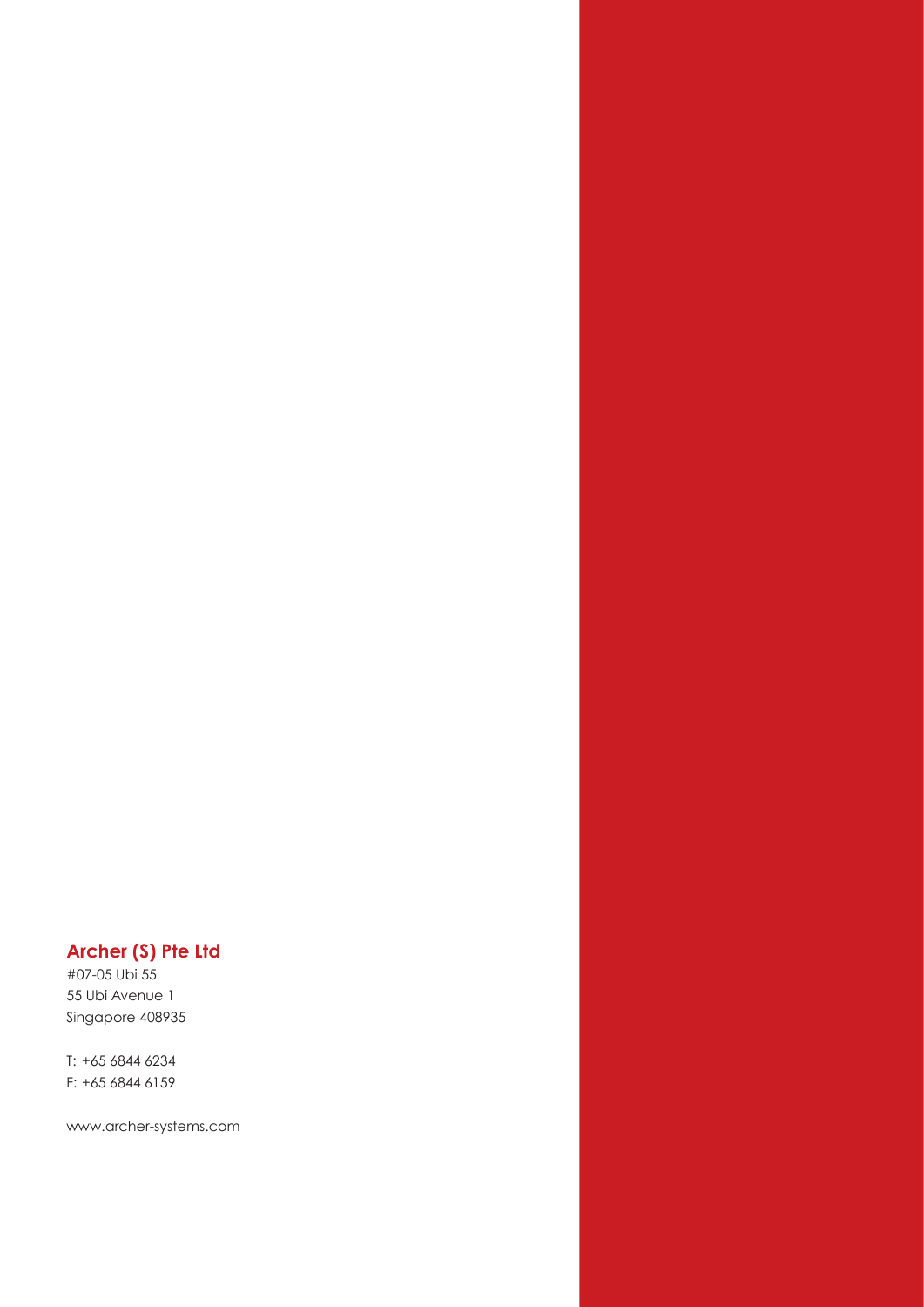**Archer (S) Pte Ltd**

#07-05 Ubi 55
55 Ubi Avenue 1
Singapore 408935

T: +65 6844 6234
F: +65 6844 6159

www.archer-systems.com